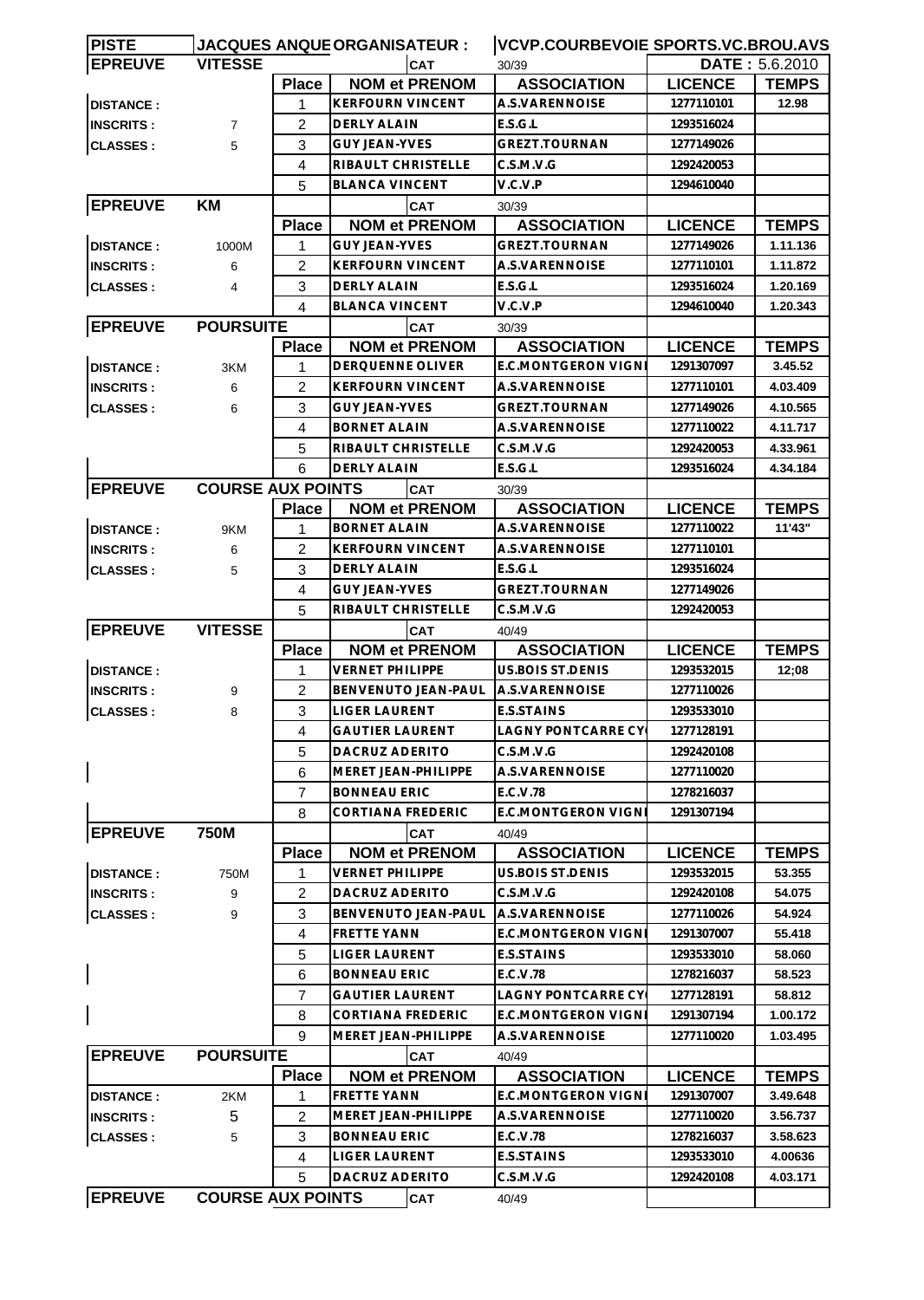| PISTE | JACQUES ANQUETIL | ORGANISATEUR : | | VCVP.COURBEVOIE SPORTS.VC.BROU.AVS | | |
|---|---|---|---|---|---|---|
| **EPREUVE** | **VITESSE** | | CAT | 30/39 | | **DATE :** 5.6.2010 |
| | | **Place** | **NOM et PRENOM** | **ASSOCIATION** | **LICENCE** | **TEMPS** |
| DISTANCE : | | 1 | KERFOURN VINCENT | A.S.VARENNOISE | 1277110101 | 12.98 |
| INSCRITS : | 7 | 2 | DERLY ALAIN | E.S.G.L | 1293516024 | |
| CLASSES : | 5 | 3 | GUY JEAN-YVES | GREZT.TOURNAN | 1277149026 | |
| | | 4 | RIBAULT CHRISTELLE | C.S.M.V.G | 1292420053 | |
| | | 5 | BLANCA VINCENT | V.C.V.P | 1294610040 | |
| **EPREUVE** | **KM** | | CAT | 30/39 | | |
| | | **Place** | **NOM et PRENOM** | **ASSOCIATION** | **LICENCE** | **TEMPS** |
| DISTANCE : | 1000M | 1 | GUY JEAN-YVES | GREZT.TOURNAN | 1277149026 | 1.11.136 |
| INSCRITS : | 6 | 2 | KERFOURN VINCENT | A.S.VARENNOISE | 1277110101 | 1.11.872 |
| CLASSES : | 4 | 3 | DERLY ALAIN | E.S.G.L | 1293516024 | 1.20.169 |
| | | 4 | BLANCA VINCENT | V.C.V.P | 1294610040 | 1.20.343 |
| **EPREUVE** | **POURSUITE** | | CAT | 30/39 | | |
| | | **Place** | **NOM et PRENOM** | **ASSOCIATION** | **LICENCE** | **TEMPS** |
| DISTANCE : | 3KM | 1 | DERQUENNE OLIVER | E.C.MONTGERON VIGNI | 1291307097 | 3.45.52 |
| INSCRITS : | 6 | 2 | KERFOURN VINCENT | A.S.VARENNOISE | 1277110101 | 4.03.409 |
| CLASSES : | 6 | 3 | GUY JEAN-YVES | GREZT.TOURNAN | 1277149026 | 4.10.565 |
| | | 4 | BORNET ALAIN | A.S.VARENNOISE | 1277110022 | 4.11.717 |
| | | 5 | RIBAULT CHRISTELLE | C.S.M.V.G | 1292420053 | 4.33.961 |
| | | 6 | DERLY ALAIN | E.S.G.L | 1293516024 | 4.34.184 |
| **EPREUVE** | **COURSE AUX POINTS** | | CAT | 30/39 | | |
| | | **Place** | **NOM et PRENOM** | **ASSOCIATION** | **LICENCE** | **TEMPS** |
| DISTANCE : | 9KM | 1 | BORNET ALAIN | A.S.VARENNOISE | 1277110022 | 11'43" |
| INSCRITS : | 6 | 2 | KERFOURN VINCENT | A.S.VARENNOISE | 1277110101 | |
| CLASSES : | 5 | 3 | DERLY ALAIN | E.S.G.L | 1293516024 | |
| | | 4 | GUY JEAN-YVES | GREZT.TOURNAN | 1277149026 | |
| | | 5 | RIBAULT CHRISTELLE | C.S.M.V.G | 1292420053 | |
| **EPREUVE** | **VITESSE** | | CAT | 40/49 | | |
| | | **Place** | **NOM et PRENOM** | **ASSOCIATION** | **LICENCE** | **TEMPS** |
| DISTANCE : | | 1 | VERNET PHILIPPE | US.BOIS ST.DENIS | 1293532015 | 12;08 |
| INSCRITS : | 9 | 2 | BENVENUTO JEAN-PAUL | A.S.VARENNOISE | 1277110026 | |
| CLASSES : | 8 | 3 | LIGER LAURENT | E.S.STAINS | 1293533010 | |
| | | 4 | GAUTIER LAURENT | LAGNY PONTCARRE CY | 1277128191 | |
| | | 5 | DACRUZ ADERITO | C.S.M.V.G | 1292420108 | |
| | | 6 | MERET JEAN-PHILIPPE | A.S.VARENNOISE | 1277110020 | |
| | | 7 | BONNEAU ERIC | E.C.V.78 | 1278216037 | |
| | | 8 | CORTIANA FREDERIC | E.C.MONTGERON VIGNI | 1291307194 | |
| **EPREUVE** | **750M** | | CAT | 40/49 | | |
| | | **Place** | **NOM et PRENOM** | **ASSOCIATION** | **LICENCE** | **TEMPS** |
| DISTANCE : | 750M | 1 | VERNET PHILIPPE | US.BOIS ST.DENIS | 1293532015 | 53.355 |
| INSCRITS : | 9 | 2 | DACRUZ ADERITO | C.S.M.V.G | 1292420108 | 54.075 |
| CLASSES : | 9 | 3 | BENVENUTO JEAN-PAUL | A.S.VARENNOISE | 1277110026 | 54.924 |
| | | 4 | FRETTE YANN | E.C.MONTGERON VIGNI | 1291307007 | 55.418 |
| | | 5 | LIGER LAURENT | E.S.STAINS | 1293533010 | 58.060 |
| | | 6 | BONNEAU ERIC | E.C.V.78 | 1278216037 | 58.523 |
| | | 7 | GAUTIER LAURENT | LAGNY PONTCARRE CY | 1277128191 | 58.812 |
| | | 8 | CORTIANA FREDERIC | E.C.MONTGERON VIGNI | 1291307194 | 1.00.172 |
| | | 9 | MERET JEAN-PHILIPPE | A.S.VARENNOISE | 1277110020 | 1.03.495 |
| **EPREUVE** | **POURSUITE** | | CAT | 40/49 | | |
| | | **Place** | **NOM et PRENOM** | **ASSOCIATION** | **LICENCE** | **TEMPS** |
| DISTANCE : | 2KM | 1 | FRETTE YANN | E.C.MONTGERON VIGNI | 1291307007 | 3.49.648 |
| INSCRITS : | 5 | 2 | MERET JEAN-PHILIPPE | A.S.VARENNOISE | 1277110020 | 3.56.737 |
| CLASSES : | 5 | 3 | BONNEAU ERIC | E.C.V.78 | 1278216037 | 3.58.623 |
| | | 4 | LIGER LAURENT | E.S.STAINS | 1293533010 | 4.00636 |
| | | 5 | DACRUZ ADERITO | C.S.M.V.G | 1292420108 | 4.03.171 |
| **EPREUVE** | **COURSE AUX POINTS** | | CAT | 40/49 | | |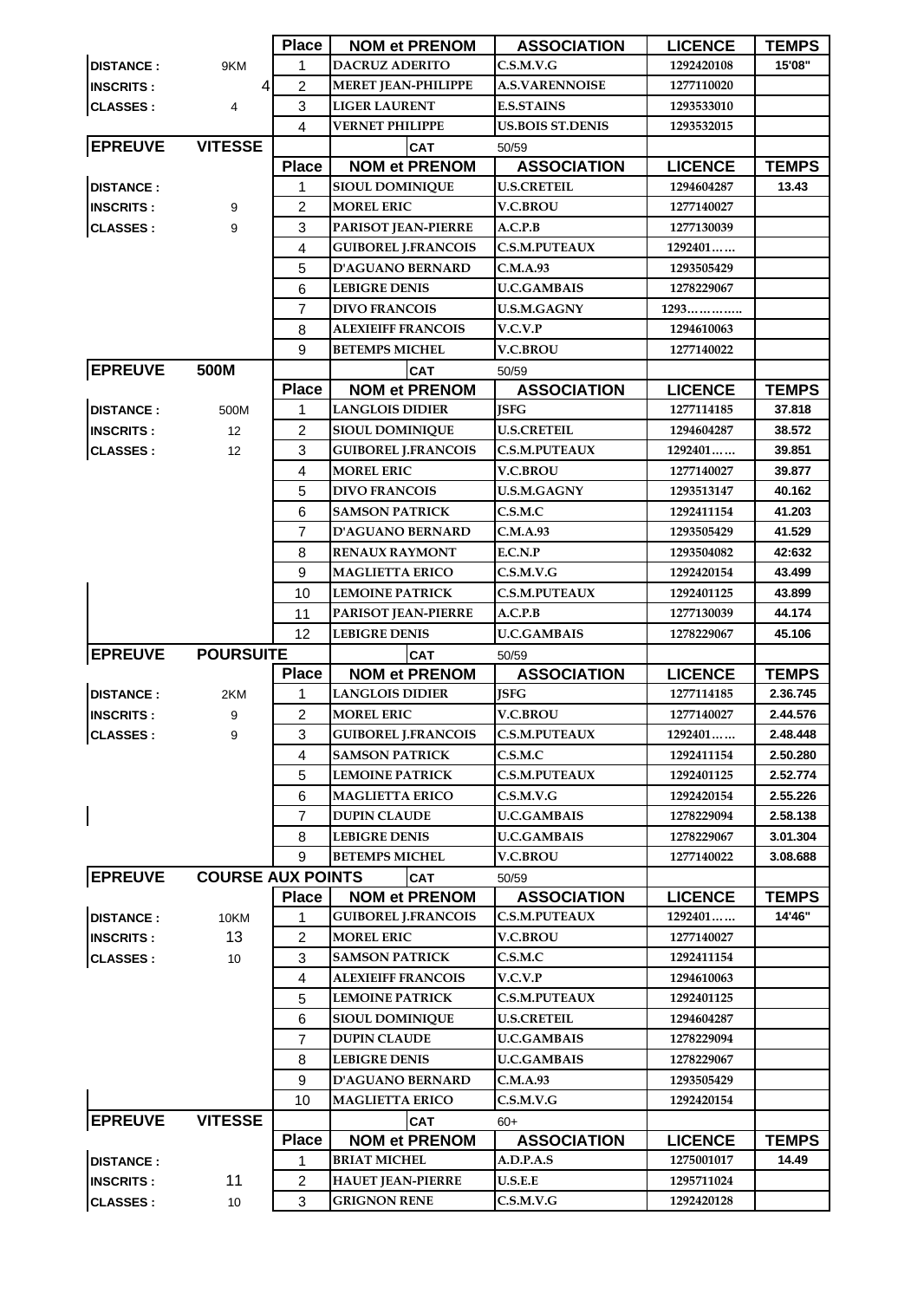| | | Place | NOM et PRENOM | | ASSOCIATION | LICENCE | TEMPS |
|---|---|---|---|---|---|---|---|
| DISTANCE : | 9KM | 1 | DACRUZ ADERITO | | C.S.M.V.G | 1292420108 | 15'08" |
| INSCRITS : | 4 | 2 | MERET JEAN-PHILIPPE | | A.S.VARENNOISE | 1277110020 | |
| CLASSES : | 4 | 3 | LIGER LAURENT | | E.S.STAINS | 1293533010 | |
| | | 4 | VERNET PHILIPPE | | US.BOIS ST.DENIS | 1293532015 | |
| EPREUVE | VITESSE | | | CAT | 50/59 | | |
| | | Place | NOM et PRENOM | | ASSOCIATION | LICENCE | TEMPS |
| DISTANCE : | | 1 | SIOUL DOMINIQUE | | U.S.CRETEIL | 1294604287 | 13.43 |
| INSCRITS : | 9 | 2 | MOREL ERIC | | V.C.BROU | 1277140027 | |
| CLASSES : | 9 | 3 | PARISOT JEAN-PIERRE | | A.C.P.B | 1277130039 | |
| | | 4 | GUIBOREL J.FRANCOIS | | C.S.M.PUTEAUX | 1292401…… | |
| | | 5 | D'AGUANO BERNARD | | C.M.A.93 | 1293505429 | |
| | | 6 | LEBIGRE DENIS | | U.C.GAMBAIS | 1278229067 | |
| | | 7 | DIVO FRANCOIS | | U.S.M.GAGNY | 1293………….. | |
| | | 8 | ALEXIEIFF FRANCOIS | | V.C.V.P | 1294610063 | |
| | | 9 | BETEMPS MICHEL | | V.C.BROU | 1277140022 | |
| EPREUVE | 500M | | | CAT | 50/59 | | |
| | | Place | NOM et PRENOM | | ASSOCIATION | LICENCE | TEMPS |
| DISTANCE : | 500M | 1 | LANGLOIS DIDIER | | JSFG | 1277114185 | 37.818 |
| INSCRITS : | 12 | 2 | SIOUL DOMINIQUE | | U.S.CRETEIL | 1294604287 | 38.572 |
| CLASSES : | 12 | 3 | GUIBOREL J.FRANCOIS | | C.S.M.PUTEAUX | 1292401…… | 39.851 |
| | | 4 | MOREL ERIC | | V.C.BROU | 1277140027 | 39.877 |
| | | 5 | DIVO FRANCOIS | | U.S.M.GAGNY | 1293513147 | 40.162 |
| | | 6 | SAMSON PATRICK | | C.S.M.C | 1292411154 | 41.203 |
| | | 7 | D'AGUANO BERNARD | | C.M.A.93 | 1293505429 | 41.529 |
| | | 8 | RENAUX RAYMONT | | E.C.N.P | 1293504082 | 42:632 |
| | | 9 | MAGLIETTA ERICO | | C.S.M.V.G | 1292420154 | 43.499 |
| | | 10 | LEMOINE PATRICK | | C.S.M.PUTEAUX | 1292401125 | 43.899 |
| | | 11 | PARISOT JEAN-PIERRE | | A.C.P.B | 1277130039 | 44.174 |
| | | 12 | LEBIGRE DENIS | | U.C.GAMBAIS | 1278229067 | 45.106 |
| EPREUVE | POURSUITE | | | CAT | 50/59 | | |
| | | Place | NOM et PRENOM | | ASSOCIATION | LICENCE | TEMPS |
| DISTANCE : | 2KM | 1 | LANGLOIS DIDIER | | JSFG | 1277114185 | 2.36.745 |
| INSCRITS : | 9 | 2 | MOREL ERIC | | V.C.BROU | 1277140027 | 2.44.576 |
| CLASSES : | 9 | 3 | GUIBOREL J.FRANCOIS | | C.S.M.PUTEAUX | 1292401…… | 2.48.448 |
| | | 4 | SAMSON PATRICK | | C.S.M.C | 1292411154 | 2.50.280 |
| | | 5 | LEMOINE PATRICK | | C.S.M.PUTEAUX | 1292401125 | 2.52.774 |
| | | 6 | MAGLIETTA ERICO | | C.S.M.V.G | 1292420154 | 2.55.226 |
| | | 7 | DUPIN CLAUDE | | U.C.GAMBAIS | 1278229094 | 2.58.138 |
| | | 8 | LEBIGRE DENIS | | U.C.GAMBAIS | 1278229067 | 3.01.304 |
| | | 9 | BETEMPS MICHEL | | V.C.BROU | 1277140022 | 3.08.688 |
| EPREUVE | COURSE AUX POINTS | | | CAT | 50/59 | | |
| | | Place | NOM et PRENOM | | ASSOCIATION | LICENCE | TEMPS |
| DISTANCE : | 10KM | 1 | GUIBOREL J.FRANCOIS | | C.S.M.PUTEAUX | 1292401…… | 14'46" |
| INSCRITS : | 13 | 2 | MOREL ERIC | | V.C.BROU | 1277140027 | |
| CLASSES : | 10 | 3 | SAMSON PATRICK | | C.S.M.C | 1292411154 | |
| | | 4 | ALEXIEIFF FRANCOIS | | V.C.V.P | 1294610063 | |
| | | 5 | LEMOINE PATRICK | | C.S.M.PUTEAUX | 1292401125 | |
| | | 6 | SIOUL DOMINIQUE | | U.S.CRETEIL | 1294604287 | |
| | | 7 | DUPIN CLAUDE | | U.C.GAMBAIS | 1278229094 | |
| | | 8 | LEBIGRE DENIS | | U.C.GAMBAIS | 1278229067 | |
| | | 9 | D'AGUANO BERNARD | | C.M.A.93 | 1293505429 | |
| | | 10 | MAGLIETTA ERICO | | C.S.M.V.G | 1292420154 | |
| EPREUVE | VITESSE | | | CAT | 60+ | | |
| | | Place | NOM et PRENOM | | ASSOCIATION | LICENCE | TEMPS |
| DISTANCE : | | 1 | BRIAT MICHEL | | A.D.P.A.S | 1275001017 | 14.49 |
| INSCRITS : | 11 | 2 | HAUET JEAN-PIERRE | | U.S.E.E | 1295711024 | |
| CLASSES : | 10 | 3 | GRIGNON RENE | | C.S.M.V.G | 1292420128 | |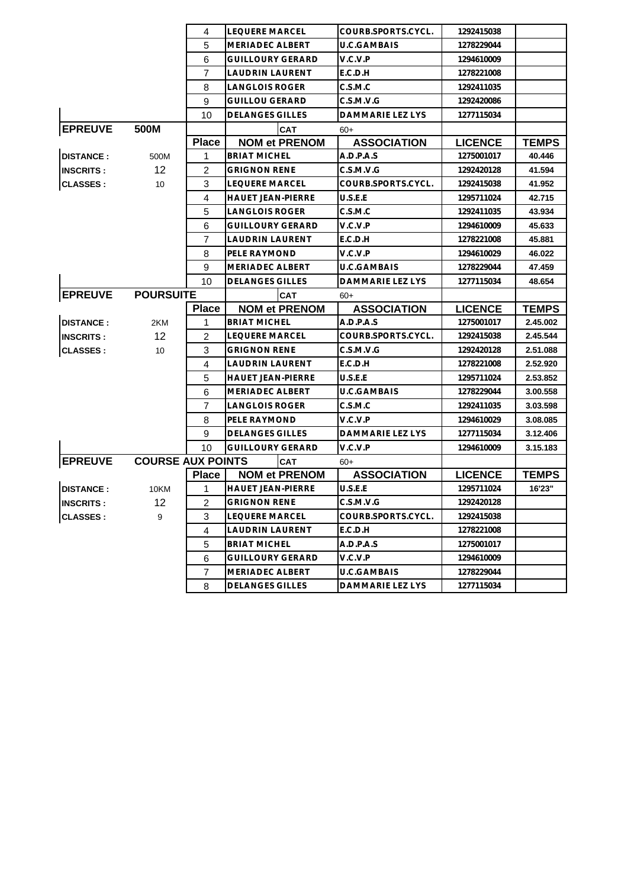| | | | | | | |
|---|---|---|---|---|---|---|
| | | 4 | LEQUERE MARCEL | COURB.SPORTS.CYCL. | 1292415038 | |
| | | 5 | MERIADEC ALBERT | U.C.GAMBAIS | 1278229044 | |
| | | 6 | GUILLOURY GERARD | V.C.V.P | 1294610009 | |
| | | 7 | LAUDRIN LAURENT | E.C.D.H | 1278221008 | |
| | | 8 | LANGLOIS ROGER | C.S.M.C | 1292411035 | |
| | | 9 | GUILLOU GERARD | C.S.M.V.G | 1292420086 | |
| | | 10 | DELANGES GILLES | DAMMARIE LEZ LYS | 1277115034 | |

| EPREUVE | 500M | | CAT | 60+ | | |
|---|---|---|---|---|---|---|
| | | **Place** | **NOM et PRENOM** | **ASSOCIATION** | **LICENCE** | **TEMPS** |
| DISTANCE : | 500M | 1 | BRIAT MICHEL | A.D.P.A.S | 1275001017 | 40.446 |
| INSCRITS : | 12 | 2 | GRIGNON RENE | C.S.M.V.G | 1292420128 | 41.594 |
| CLASSES : | 10 | 3 | LEQUERE MARCEL | COURB.SPORTS.CYCL. | 1292415038 | 41.952 |
| | | 4 | HAUET JEAN-PIERRE | U.S.E.E | 1295711024 | 42.715 |
| | | 5 | LANGLOIS ROGER | C.S.M.C | 1292411035 | 43.934 |
| | | 6 | GUILLOURY GERARD | V.C.V.P | 1294610009 | 45.633 |
| | | 7 | LAUDRIN LAURENT | E.C.D.H | 1278221008 | 45.881 |
| | | 8 | PELE RAYMOND | V.C.V.P | 1294610029 | 46.022 |
| | | 9 | MERIADEC ALBERT | U.C.GAMBAIS | 1278229044 | 47.459 |
| | | 10 | DELANGES GILLES | DAMMARIE LEZ LYS | 1277115034 | 48.654 |

| EPREUVE | POURSUITE | | CAT | 60+ | | |
|---|---|---|---|---|---|---|
| | | **Place** | **NOM et PRENOM** | **ASSOCIATION** | **LICENCE** | **TEMPS** |
| DISTANCE : | 2KM | 1 | BRIAT MICHEL | A.D.P.A.S | 1275001017 | 2.45.002 |
| INSCRITS : | 12 | 2 | LEQUERE MARCEL | COURB.SPORTS.CYCL. | 1292415038 | 2.45.544 |
| CLASSES : | 10 | 3 | GRIGNON RENE | C.S.M.V.G | 1292420128 | 2.51.088 |
| | | 4 | LAUDRIN LAURENT | E.C.D.H | 1278221008 | 2.52.920 |
| | | 5 | HAUET JEAN-PIERRE | U.S.E.E | 1295711024 | 2.53.852 |
| | | 6 | MERIADEC ALBERT | U.C.GAMBAIS | 1278229044 | 3.00.558 |
| | | 7 | LANGLOIS ROGER | C.S.M.C | 1292411035 | 3.03.598 |
| | | 8 | PELE RAYMOND | V.C.V.P | 1294610029 | 3.08.085 |
| | | 9 | DELANGES GILLES | DAMMARIE LEZ LYS | 1277115034 | 3.12.406 |
| | | 10 | GUILLOURY GERARD | V.C.V.P | 1294610009 | 3.15.183 |

| EPREUVE | COURSE AUX POINTS | | CAT | 60+ | | |
|---|---|---|---|---|---|---|
| | | **Place** | **NOM et PRENOM** | **ASSOCIATION** | **LICENCE** | **TEMPS** |
| DISTANCE : | 10KM | 1 | HAUET JEAN-PIERRE | U.S.E.E | 1295711024 | 16'23" |
| INSCRITS : | 12 | 2 | GRIGNON RENE | C.S.M.V.G | 1292420128 | |
| CLASSES : | 9 | 3 | LEQUERE MARCEL | COURB.SPORTS.CYCL. | 1292415038 | |
| | | 4 | LAUDRIN LAURENT | E.C.D.H | 1278221008 | |
| | | 5 | BRIAT MICHEL | A.D.P.A.S | 1275001017 | |
| | | 6 | GUILLOURY GERARD | V.C.V.P | 1294610009 | |
| | | 7 | MERIADEC ALBERT | U.C.GAMBAIS | 1278229044 | |
| | | 8 | DELANGES GILLES | DAMMARIE LEZ LYS | 1277115034 | |